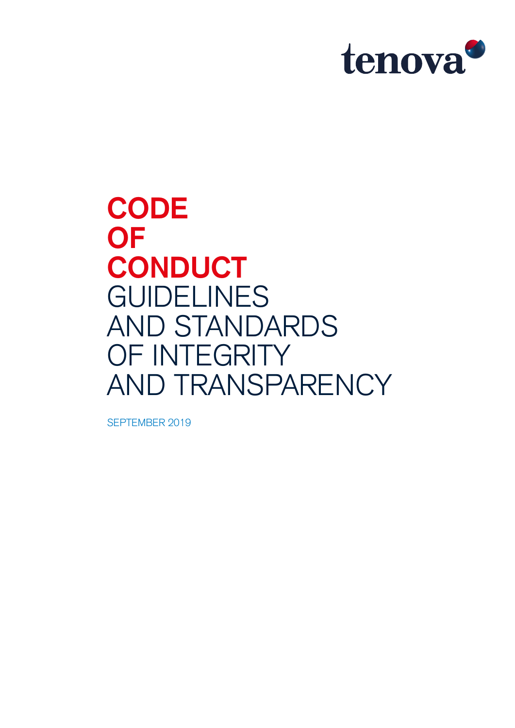tenova

# CODE OF CONDUCT

## GUIDELINES AND STANDARDS OF INTEGRITY AND TRANSPARENCY

SEPTEMBER 2019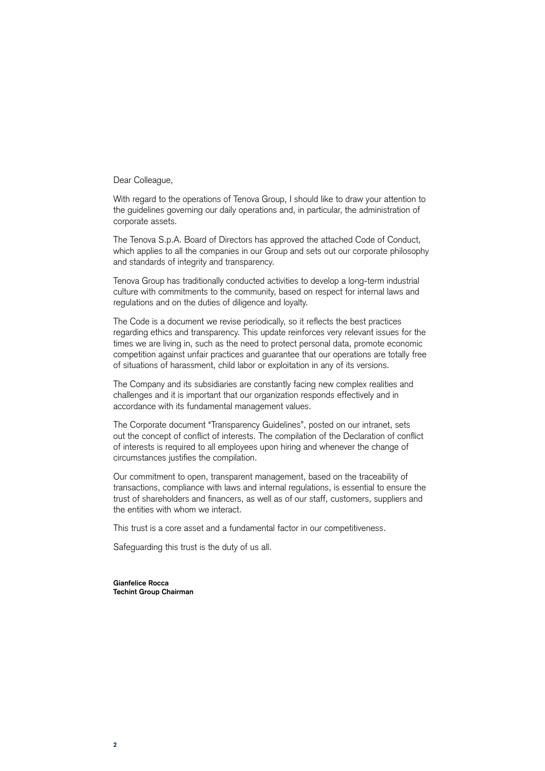Dear Colleague,

With regard to the operations of Tenova Group, I should like to draw your attention to the guidelines governing our daily operations and, in particular, the administration of corporate assets.

The Tenova S.p.A. Board of Directors has approved the attached Code of Conduct, which applies to all the companies in our Group and sets out our corporate philosophy and standards of integrity and transparency.

Tenova Group has traditionally conducted activities to develop a long-term industrial culture with commitments to the community, based on respect for internal laws and regulations and on the duties of diligence and loyalty.

The Code is a document we revise periodically, so it reflects the best practices regarding ethics and transparency. This update reinforces very relevant issues for the times we are living in, such as the need to protect personal data, promote economic competition against unfair practices and guarantee that our operations are totally free of situations of harassment, child labor or exploitation in any of its versions.

The Company and its subsidiaries are constantly facing new complex realities and challenges and it is important that our organization responds effectively and in accordance with its fundamental management values.

The Corporate document “Transparency Guidelines”, posted on our intranet, sets out the concept of conflict of interests. The compilation of the Declaration of conflict of interests is required to all employees upon hiring and whenever the change of circumstances justifies the compilation.

Our commitment to open, transparent management, based on the traceability of transactions, compliance with laws and internal regulations, is essential to ensure the trust of shareholders and financers, as well as of our staff, customers, suppliers and the entities with whom we interact.

This trust is a core asset and a fundamental factor in our competitiveness.

Safeguarding this trust is the duty of us all.

**Gianfelice Rocca**
**Techint Group Chairman**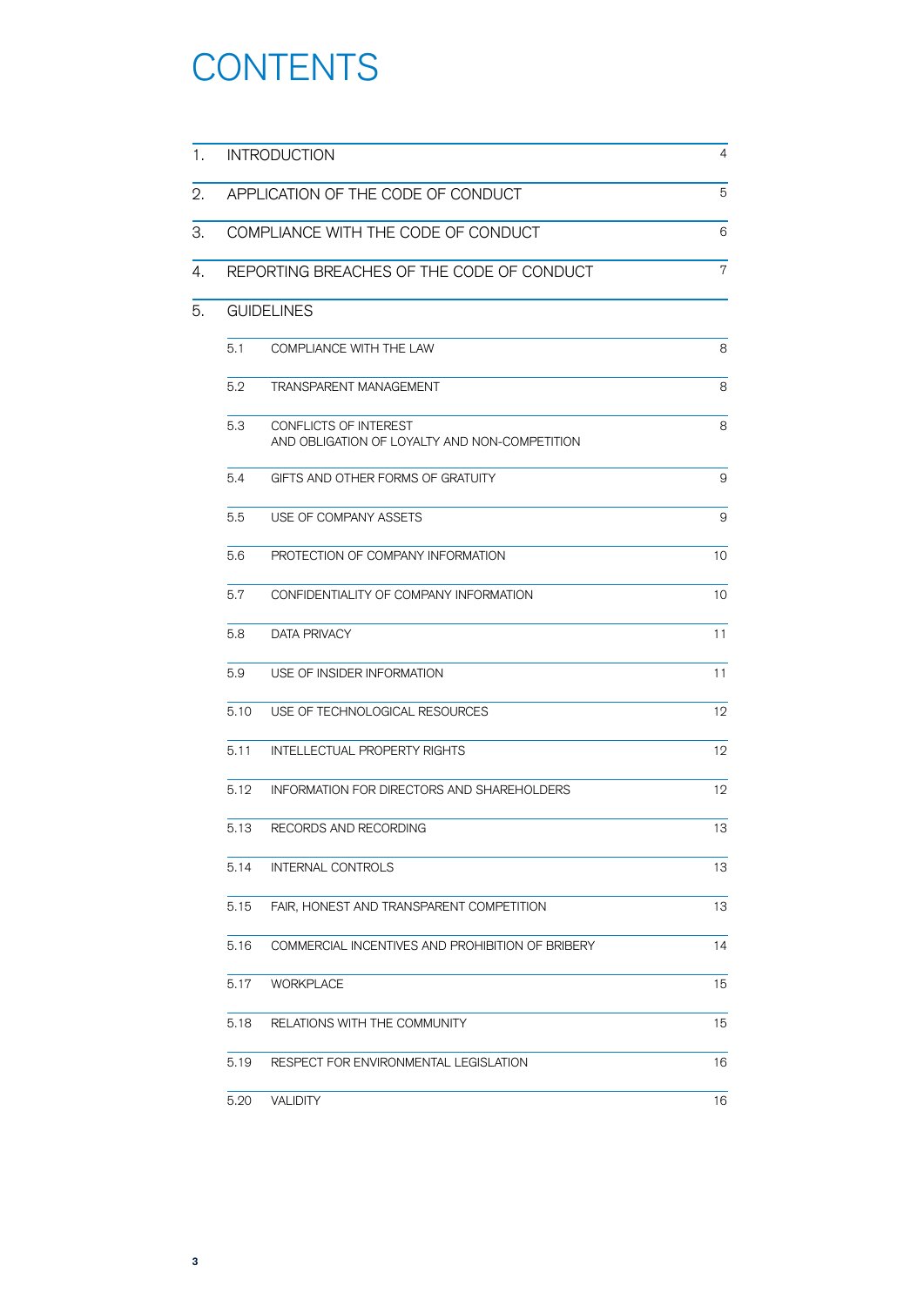# CONTENTS

| | | |
|---|---|---|
| 1. | INTRODUCTION | 4 |
| 2. | APPLICATION OF THE CODE OF CONDUCT | 5 |
| 3. | COMPLIANCE WITH THE CODE OF CONDUCT | 6 |
| 4. | REPORTING BREACHES OF THE CODE OF CONDUCT | 7 |
| 5. | GUIDELINES | |
| 5.1 | COMPLIANCE WITH THE LAW | 8 |
| 5.2 | TRANSPARENT MANAGEMENT | 8 |
| 5.3 | CONFLICTS OF INTEREST AND OBLIGATION OF LOYALTY AND NON-COMPETITION | 8 |
| 5.4 | GIFTS AND OTHER FORMS OF GRATUITY | 9 |
| 5.5 | USE OF COMPANY ASSETS | 9 |
| 5.6 | PROTECTION OF COMPANY INFORMATION | 10 |
| 5.7 | CONFIDENTIALITY OF COMPANY INFORMATION | 10 |
| 5.8 | DATA PRIVACY | 11 |
| 5.9 | USE OF INSIDER INFORMATION | 11 |
| 5.10 | USE OF TECHNOLOGICAL RESOURCES | 12 |
| 5.11 | INTELLECTUAL PROPERTY RIGHTS | 12 |
| 5.12 | INFORMATION FOR DIRECTORS AND SHAREHOLDERS | 12 |
| 5.13 | RECORDS AND RECORDING | 13 |
| 5.14 | INTERNAL CONTROLS | 13 |
| 5.15 | FAIR, HONEST AND TRANSPARENT COMPETITION | 13 |
| 5.16 | COMMERCIAL INCENTIVES AND PROHIBITION OF BRIBERY | 14 |
| 5.17 | WORKPLACE | 15 |
| 5.18 | RELATIONS WITH THE COMMUNITY | 15 |
| 5.19 | RESPECT FOR ENVIRONMENTAL LEGISLATION | 16 |
| 5.20 | VALIDITY | 16 |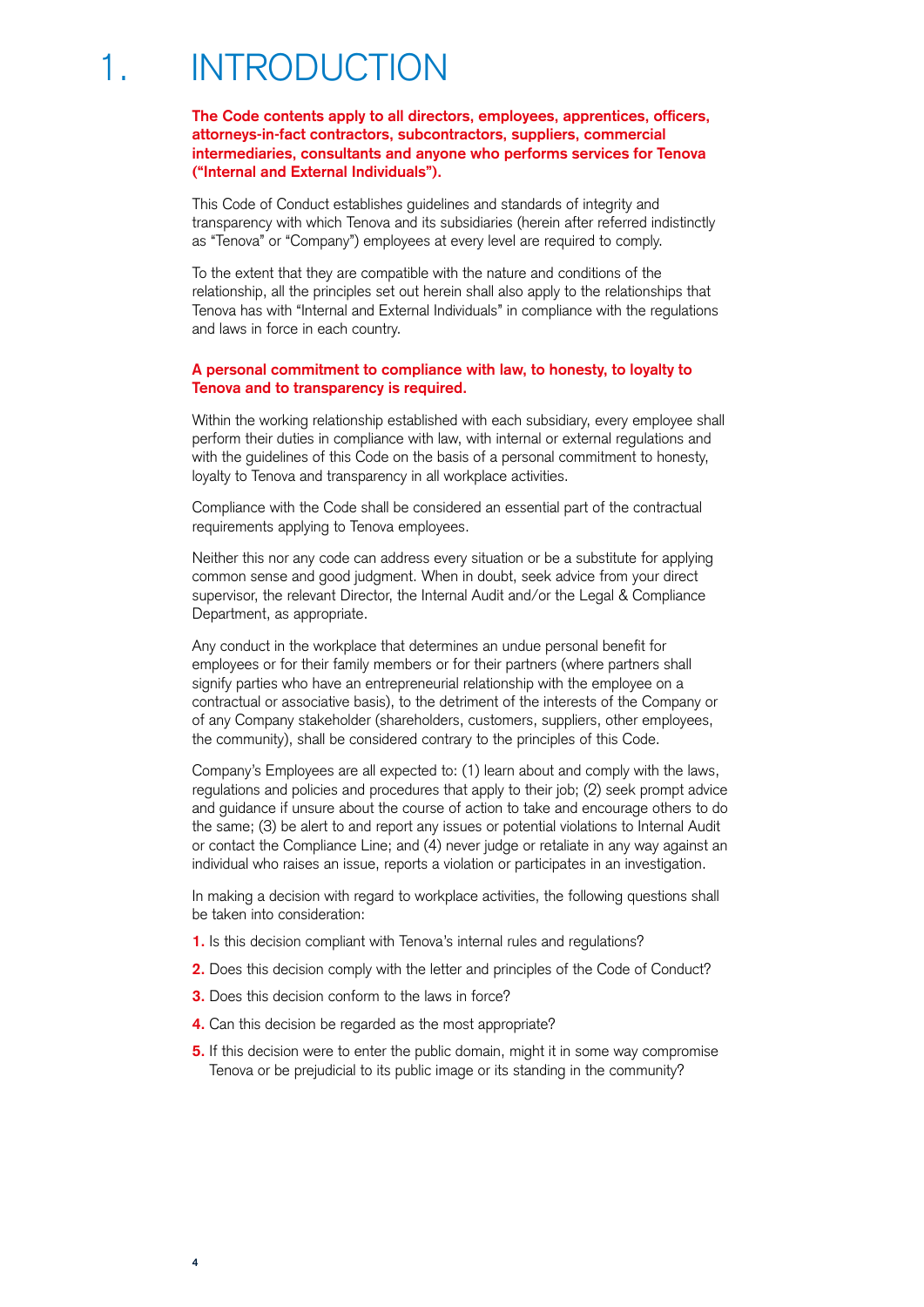# 1. INTRODUCTION

**The Code contents apply to all directors, employees, apprentices, officers, attorneys-in-fact contractors, subcontractors, suppliers, commercial intermediaries, consultants and anyone who performs services for Tenova ("Internal and External Individuals").**

This Code of Conduct establishes guidelines and standards of integrity and transparency with which Tenova and its subsidiaries (herein after referred indistinctly as "Tenova" or "Company") employees at every level are required to comply.

To the extent that they are compatible with the nature and conditions of the relationship, all the principles set out herein shall also apply to the relationships that Tenova has with "Internal and External Individuals" in compliance with the regulations and laws in force in each country.

**A personal commitment to compliance with law, to honesty, to loyalty to Tenova and to transparency is required.**

Within the working relationship established with each subsidiary, every employee shall perform their duties in compliance with law, with internal or external regulations and with the guidelines of this Code on the basis of a personal commitment to honesty, loyalty to Tenova and transparency in all workplace activities.

Compliance with the Code shall be considered an essential part of the contractual requirements applying to Tenova employees.

Neither this nor any code can address every situation or be a substitute for applying common sense and good judgment. When in doubt, seek advice from your direct supervisor, the relevant Director, the Internal Audit and/or the Legal & Compliance Department, as appropriate.

Any conduct in the workplace that determines an undue personal benefit for employees or for their family members or for their partners (where partners shall signify parties who have an entrepreneurial relationship with the employee on a contractual or associative basis), to the detriment of the interests of the Company or of any Company stakeholder (shareholders, customers, suppliers, other employees, the community), shall be considered contrary to the principles of this Code.

Company's Employees are all expected to: (1) learn about and comply with the laws, regulations and policies and procedures that apply to their job; (2) seek prompt advice and guidance if unsure about the course of action to take and encourage others to do the same; (3) be alert to and report any issues or potential violations to Internal Audit or contact the Compliance Line; and (4) never judge or retaliate in any way against an individual who raises an issue, reports a violation or participates in an investigation.

In making a decision with regard to workplace activities, the following questions shall be taken into consideration:

1. Is this decision compliant with Tenova's internal rules and regulations?
2. Does this decision comply with the letter and principles of the Code of Conduct?
3. Does this decision conform to the laws in force?
4. Can this decision be regarded as the most appropriate?
5. If this decision were to enter the public domain, might it in some way compromise Tenova or be prejudicial to its public image or its standing in the community?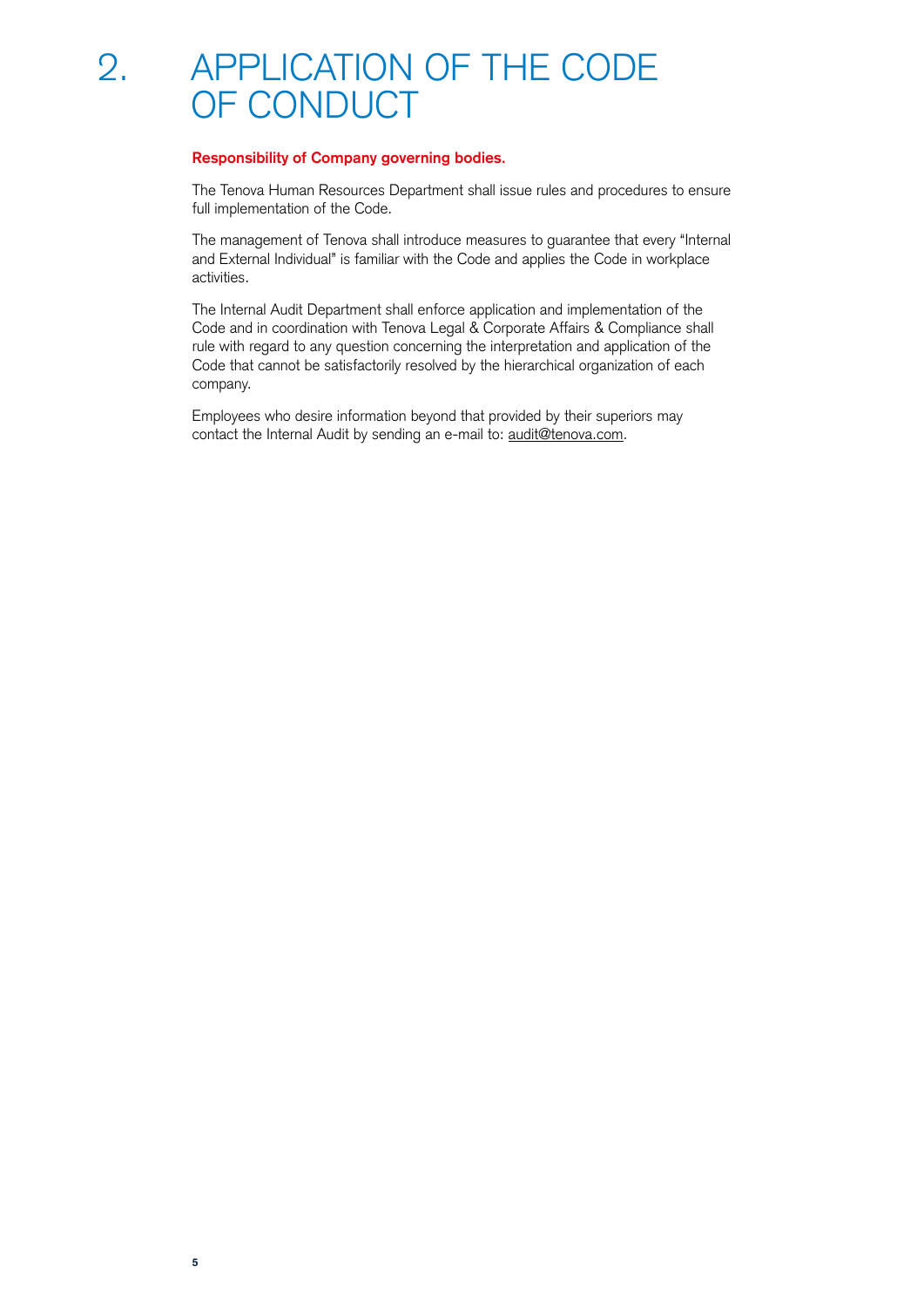# 2. APPLICATION OF THE CODE OF CONDUCT

**Responsibility of Company governing bodies.**

The Tenova Human Resources Department shall issue rules and procedures to ensure full implementation of the Code.

The management of Tenova shall introduce measures to guarantee that every "Internal and External Individual" is familiar with the Code and applies the Code in workplace activities.

The Internal Audit Department shall enforce application and implementation of the Code and in coordination with Tenova Legal & Corporate Affairs & Compliance shall rule with regard to any question concerning the interpretation and application of the Code that cannot be satisfactorily resolved by the hierarchical organization of each company.

Employees who desire information beyond that provided by their superiors may contact the Internal Audit by sending an e-mail to: audit@tenova.com.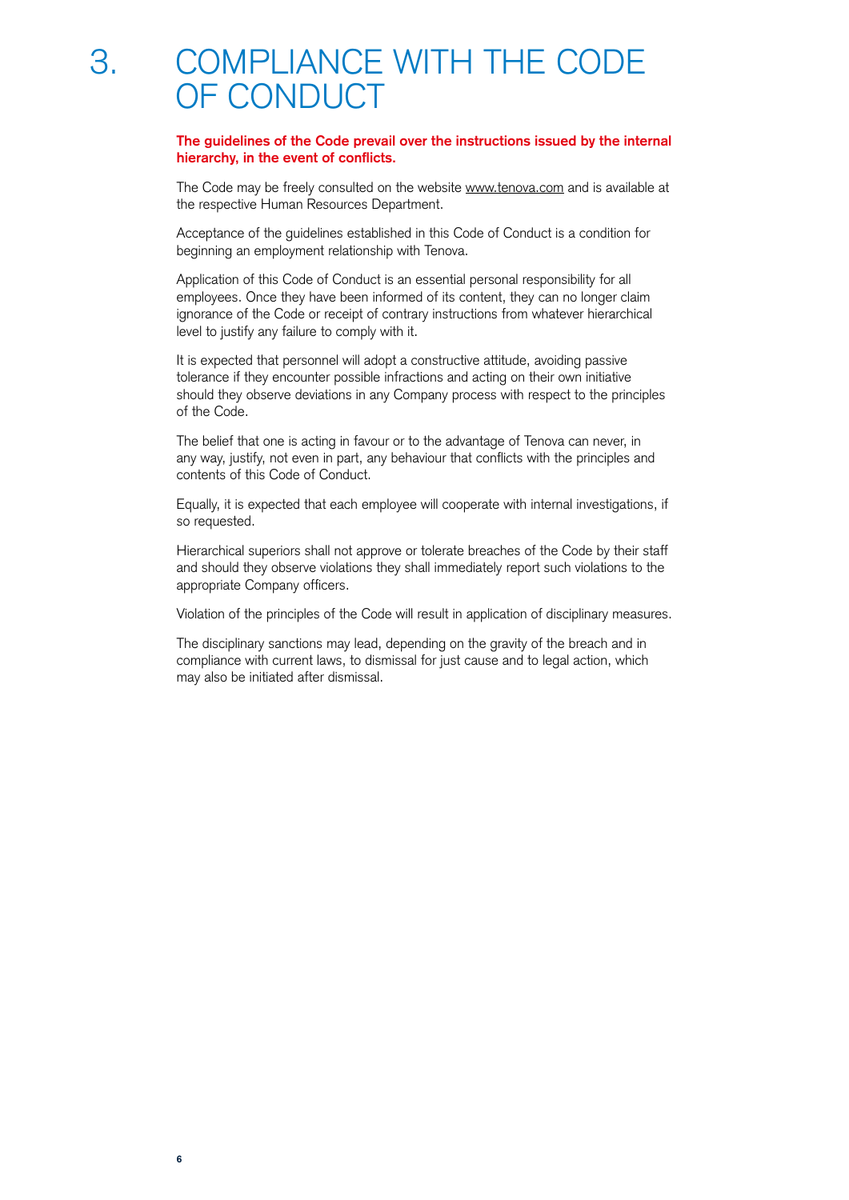# 3. COMPLIANCE WITH THE CODE OF CONDUCT

**The guidelines of the Code prevail over the instructions issued by the internal hierarchy, in the event of conflicts.**

The Code may be freely consulted on the website www.tenova.com and is available at the respective Human Resources Department.

Acceptance of the guidelines established in this Code of Conduct is a condition for beginning an employment relationship with Tenova.

Application of this Code of Conduct is an essential personal responsibility for all employees. Once they have been informed of its content, they can no longer claim ignorance of the Code or receipt of contrary instructions from whatever hierarchical level to justify any failure to comply with it.

It is expected that personnel will adopt a constructive attitude, avoiding passive tolerance if they encounter possible infractions and acting on their own initiative should they observe deviations in any Company process with respect to the principles of the Code.

The belief that one is acting in favour or to the advantage of Tenova can never, in any way, justify, not even in part, any behaviour that conflicts with the principles and contents of this Code of Conduct.

Equally, it is expected that each employee will cooperate with internal investigations, if so requested.

Hierarchical superiors shall not approve or tolerate breaches of the Code by their staff and should they observe violations they shall immediately report such violations to the appropriate Company officers.

Violation of the principles of the Code will result in application of disciplinary measures.

The disciplinary sanctions may lead, depending on the gravity of the breach and in compliance with current laws, to dismissal for just cause and to legal action, which may also be initiated after dismissal.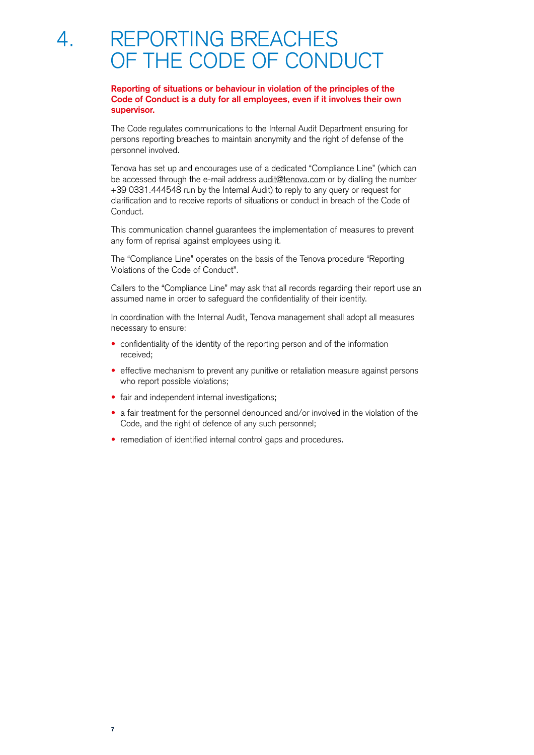# 4. REPORTING BREACHES OF THE CODE OF CONDUCT

**Reporting of situations or behaviour in violation of the principles of the Code of Conduct is a duty for all employees, even if it involves their own supervisor.**

The Code regulates communications to the Internal Audit Department ensuring for persons reporting breaches to maintain anonymity and the right of defense of the personnel involved.

Tenova has set up and encourages use of a dedicated "Compliance Line" (which can be accessed through the e-mail address audit@tenova.com or by dialling the number +39 0331.444548 run by the Internal Audit) to reply to any query or request for clarification and to receive reports of situations or conduct in breach of the Code of Conduct.

This communication channel guarantees the implementation of measures to prevent any form of reprisal against employees using it.

The "Compliance Line" operates on the basis of the Tenova procedure "Reporting Violations of the Code of Conduct".

Callers to the "Compliance Line" may ask that all records regarding their report use an assumed name in order to safeguard the confidentiality of their identity.

In coordination with the Internal Audit, Tenova management shall adopt all measures necessary to ensure:

- confidentiality of the identity of the reporting person and of the information received;
- effective mechanism to prevent any punitive or retaliation measure against persons who report possible violations;
- fair and independent internal investigations;
- a fair treatment for the personnel denounced and/or involved in the violation of the Code, and the right of defence of any such personnel;
- remediation of identified internal control gaps and procedures.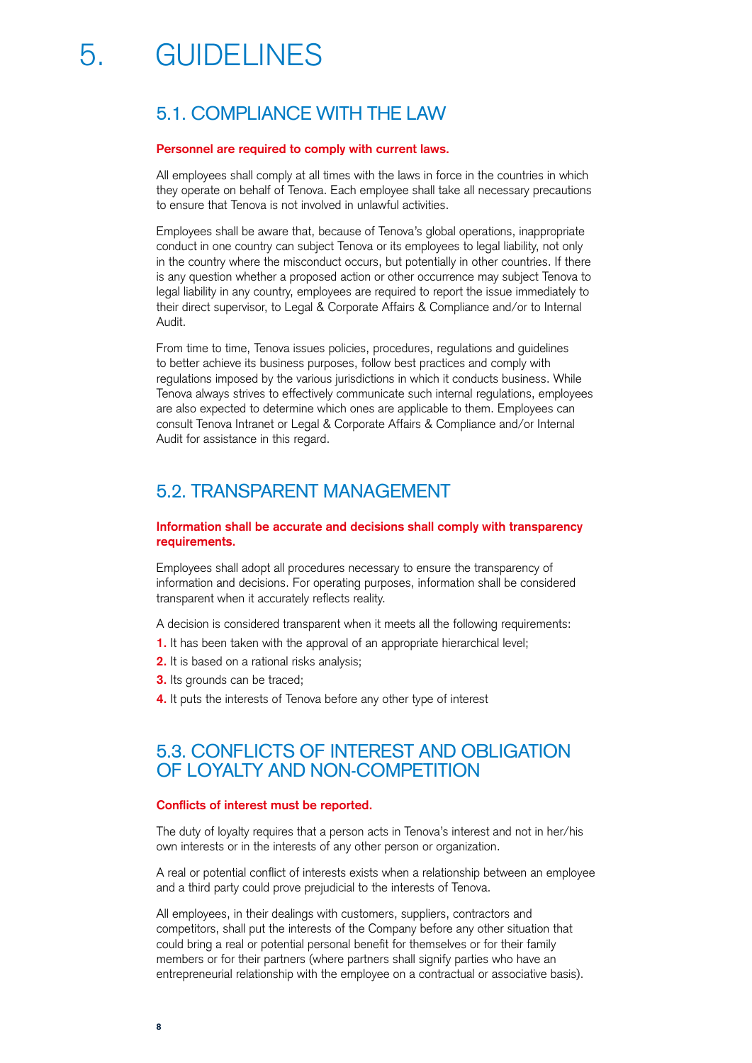# 5. GUIDELINES

## 5.1. COMPLIANCE WITH THE LAW

**Personnel are required to comply with current laws.**

All employees shall comply at all times with the laws in force in the countries in which they operate on behalf of Tenova. Each employee shall take all necessary precautions to ensure that Tenova is not involved in unlawful activities.

Employees shall be aware that, because of Tenova's global operations, inappropriate conduct in one country can subject Tenova or its employees to legal liability, not only in the country where the misconduct occurs, but potentially in other countries. If there is any question whether a proposed action or other occurrence may subject Tenova to legal liability in any country, employees are required to report the issue immediately to their direct supervisor, to Legal & Corporate Affairs & Compliance and/or to Internal Audit.

From time to time, Tenova issues policies, procedures, regulations and guidelines to better achieve its business purposes, follow best practices and comply with regulations imposed by the various jurisdictions in which it conducts business. While Tenova always strives to effectively communicate such internal regulations, employees are also expected to determine which ones are applicable to them. Employees can consult Tenova Intranet or Legal & Corporate Affairs & Compliance and/or Internal Audit for assistance in this regard.

## 5.2. TRANSPARENT MANAGEMENT

**Information shall be accurate and decisions shall comply with transparency requirements.**

Employees shall adopt all procedures necessary to ensure the transparency of information and decisions. For operating purposes, information shall be considered transparent when it accurately reflects reality.

A decision is considered transparent when it meets all the following requirements:

1. It has been taken with the approval of an appropriate hierarchical level;
2. It is based on a rational risks analysis;
3. Its grounds can be traced;
4. It puts the interests of Tenova before any other type of interest

## 5.3. CONFLICTS OF INTEREST AND OBLIGATION OF LOYALTY AND NON-COMPETITION

**Conflicts of interest must be reported.**

The duty of loyalty requires that a person acts in Tenova's interest and not in her/his own interests or in the interests of any other person or organization.

A real or potential conflict of interests exists when a relationship between an employee and a third party could prove prejudicial to the interests of Tenova.

All employees, in their dealings with customers, suppliers, contractors and competitors, shall put the interests of the Company before any other situation that could bring a real or potential personal benefit for themselves or for their family members or for their partners (where partners shall signify parties who have an entrepreneurial relationship with the employee on a contractual or associative basis).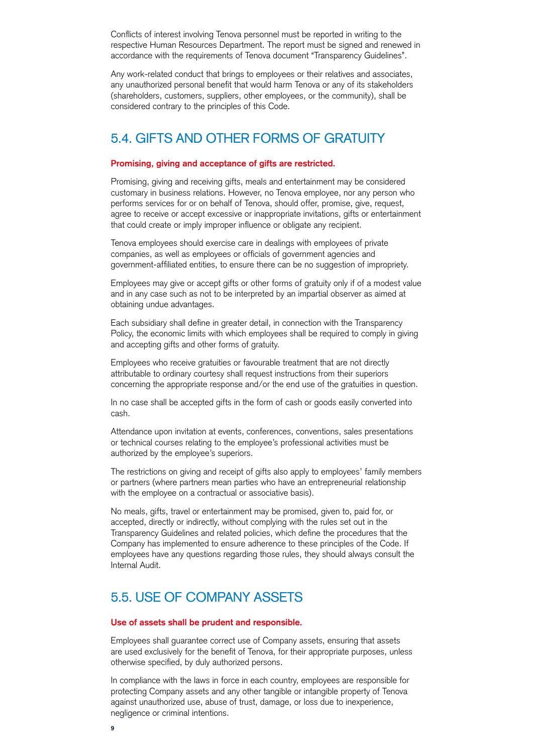Conflicts of interest involving Tenova personnel must be reported in writing to the respective Human Resources Department. The report must be signed and renewed in accordance with the requirements of Tenova document "Transparency Guidelines".

Any work-related conduct that brings to employees or their relatives and associates, any unauthorized personal benefit that would harm Tenova or any of its stakeholders (shareholders, customers, suppliers, other employees, or the community), shall be considered contrary to the principles of this Code.

## 5.4. GIFTS AND OTHER FORMS OF GRATUITY

**Promising, giving and acceptance of gifts are restricted.**

Promising, giving and receiving gifts, meals and entertainment may be considered customary in business relations. However, no Tenova employee, nor any person who performs services for or on behalf of Tenova, should offer, promise, give, request, agree to receive or accept excessive or inappropriate invitations, gifts or entertainment that could create or imply improper influence or obligate any recipient.

Tenova employees should exercise care in dealings with employees of private companies, as well as employees or officials of government agencies and government-affiliated entities, to ensure there can be no suggestion of impropriety.

Employees may give or accept gifts or other forms of gratuity only if of a modest value and in any case such as not to be interpreted by an impartial observer as aimed at obtaining undue advantages.

Each subsidiary shall define in greater detail, in connection with the Transparency Policy, the economic limits with which employees shall be required to comply in giving and accepting gifts and other forms of gratuity.

Employees who receive gratuities or favourable treatment that are not directly attributable to ordinary courtesy shall request instructions from their superiors concerning the appropriate response and/or the end use of the gratuities in question.

In no case shall be accepted gifts in the form of cash or goods easily converted into cash.

Attendance upon invitation at events, conferences, conventions, sales presentations or technical courses relating to the employee's professional activities must be authorized by the employee's superiors.

The restrictions on giving and receipt of gifts also apply to employees' family members or partners (where partners mean parties who have an entrepreneurial relationship with the employee on a contractual or associative basis).

No meals, gifts, travel or entertainment may be promised, given to, paid for, or accepted, directly or indirectly, without complying with the rules set out in the Transparency Guidelines and related policies, which define the procedures that the Company has implemented to ensure adherence to these principles of the Code. If employees have any questions regarding those rules, they should always consult the Internal Audit.

## 5.5. USE OF COMPANY ASSETS

**Use of assets shall be prudent and responsible.**

Employees shall guarantee correct use of Company assets, ensuring that assets are used exclusively for the benefit of Tenova, for their appropriate purposes, unless otherwise specified, by duly authorized persons.

In compliance with the laws in force in each country, employees are responsible for protecting Company assets and any other tangible or intangible property of Tenova against unauthorized use, abuse of trust, damage, or loss due to inexperience, negligence or criminal intentions.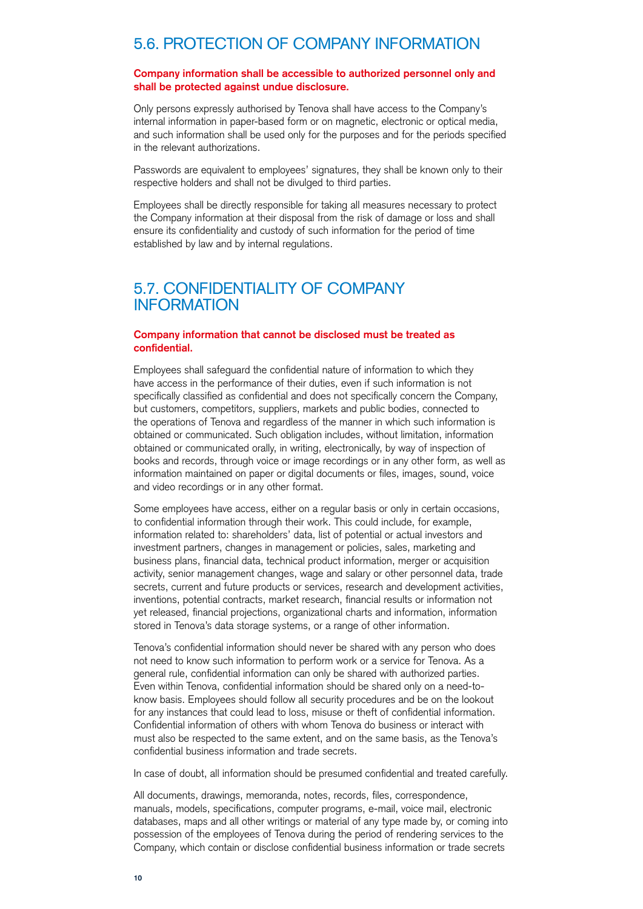## 5.6. PROTECTION OF COMPANY INFORMATION

**Company information shall be accessible to authorized personnel only and shall be protected against undue disclosure.**

Only persons expressly authorised by Tenova shall have access to the Company's internal information in paper-based form or on magnetic, electronic or optical media, and such information shall be used only for the purposes and for the periods specified in the relevant authorizations.

Passwords are equivalent to employees' signatures, they shall be known only to their respective holders and shall not be divulged to third parties.

Employees shall be directly responsible for taking all measures necessary to protect the Company information at their disposal from the risk of damage or loss and shall ensure its confidentiality and custody of such information for the period of time established by law and by internal regulations.

## 5.7. CONFIDENTIALITY OF COMPANY INFORMATION

**Company information that cannot be disclosed must be treated as confidential.**

Employees shall safeguard the confidential nature of information to which they have access in the performance of their duties, even if such information is not specifically classified as confidential and does not specifically concern the Company, but customers, competitors, suppliers, markets and public bodies, connected to the operations of Tenova and regardless of the manner in which such information is obtained or communicated. Such obligation includes, without limitation, information obtained or communicated orally, in writing, electronically, by way of inspection of books and records, through voice or image recordings or in any other form, as well as information maintained on paper or digital documents or files, images, sound, voice and video recordings or in any other format.

Some employees have access, either on a regular basis or only in certain occasions, to confidential information through their work. This could include, for example, information related to: shareholders' data, list of potential or actual investors and investment partners, changes in management or policies, sales, marketing and business plans, financial data, technical product information, merger or acquisition activity, senior management changes, wage and salary or other personnel data, trade secrets, current and future products or services, research and development activities, inventions, potential contracts, market research, financial results or information not yet released, financial projections, organizational charts and information, information stored in Tenova's data storage systems, or a range of other information.

Tenova's confidential information should never be shared with any person who does not need to know such information to perform work or a service for Tenova. As a general rule, confidential information can only be shared with authorized parties. Even within Tenova, confidential information should be shared only on a need-to-know basis. Employees should follow all security procedures and be on the lookout for any instances that could lead to loss, misuse or theft of confidential information. Confidential information of others with whom Tenova do business or interact with must also be respected to the same extent, and on the same basis, as the Tenova's confidential business information and trade secrets.

In case of doubt, all information should be presumed confidential and treated carefully.

All documents, drawings, memoranda, notes, records, files, correspondence, manuals, models, specifications, computer programs, e-mail, voice mail, electronic databases, maps and all other writings or material of any type made by, or coming into possession of the employees of Tenova during the period of rendering services to the Company, which contain or disclose confidential business information or trade secrets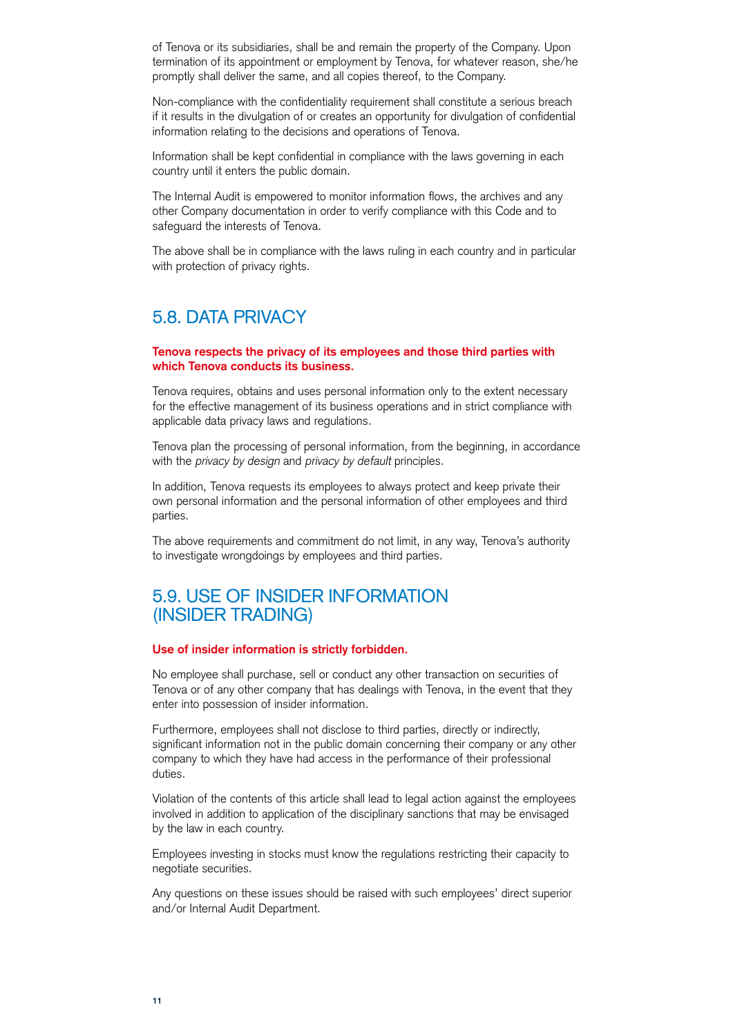of Tenova or its subsidiaries, shall be and remain the property of the Company. Upon termination of its appointment or employment by Tenova, for whatever reason, she/he promptly shall deliver the same, and all copies thereof, to the Company.

Non-compliance with the confidentiality requirement shall constitute a serious breach if it results in the divulgation of or creates an opportunity for divulgation of confidential information relating to the decisions and operations of Tenova.

Information shall be kept confidential in compliance with the laws governing in each country until it enters the public domain.

The Internal Audit is empowered to monitor information flows, the archives and any other Company documentation in order to verify compliance with this Code and to safeguard the interests of Tenova.

The above shall be in compliance with the laws ruling in each country and in particular with protection of privacy rights.

## 5.8. DATA PRIVACY

**Tenova respects the privacy of its employees and those third parties with which Tenova conducts its business.**

Tenova requires, obtains and uses personal information only to the extent necessary for the effective management of its business operations and in strict compliance with applicable data privacy laws and regulations.

Tenova plan the processing of personal information, from the beginning, in accordance with the *privacy by design* and *privacy by default* principles.

In addition, Tenova requests its employees to always protect and keep private their own personal information and the personal information of other employees and third parties.

The above requirements and commitment do not limit, in any way, Tenova's authority to investigate wrongdoings by employees and third parties.

## 5.9. USE OF INSIDER INFORMATION (INSIDER TRADING)

**Use of insider information is strictly forbidden.**

No employee shall purchase, sell or conduct any other transaction on securities of Tenova or of any other company that has dealings with Tenova, in the event that they enter into possession of insider information.

Furthermore, employees shall not disclose to third parties, directly or indirectly, significant information not in the public domain concerning their company or any other company to which they have had access in the performance of their professional duties.

Violation of the contents of this article shall lead to legal action against the employees involved in addition to application of the disciplinary sanctions that may be envisaged by the law in each country.

Employees investing in stocks must know the regulations restricting their capacity to negotiate securities.

Any questions on these issues should be raised with such employees' direct superior and/or Internal Audit Department.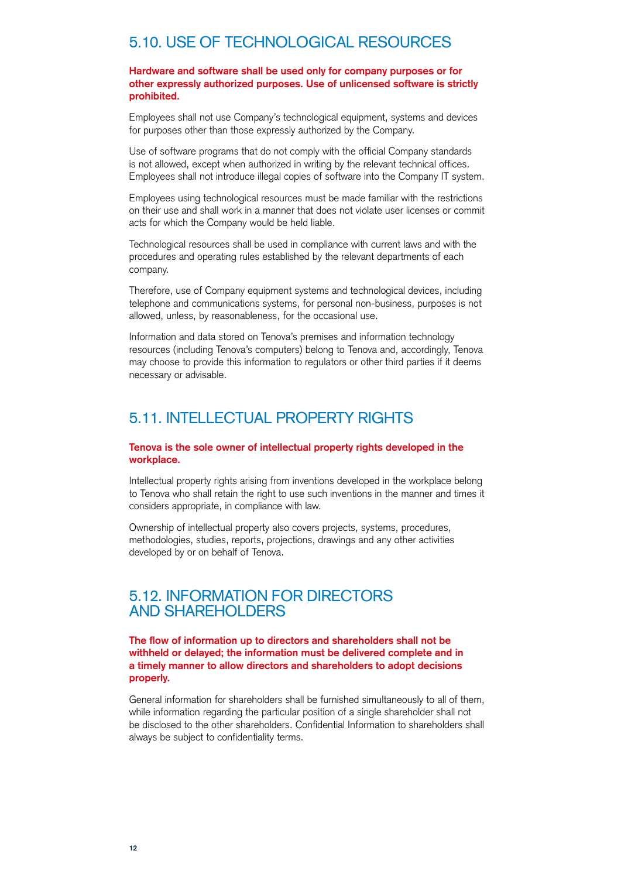## 5.10. USE OF TECHNOLOGICAL RESOURCES

**Hardware and software shall be used only for company purposes or for other expressly authorized purposes. Use of unlicensed software is strictly prohibited.**

Employees shall not use Company's technological equipment, systems and devices for purposes other than those expressly authorized by the Company.

Use of software programs that do not comply with the official Company standards is not allowed, except when authorized in writing by the relevant technical offices. Employees shall not introduce illegal copies of software into the Company IT system.

Employees using technological resources must be made familiar with the restrictions on their use and shall work in a manner that does not violate user licenses or commit acts for which the Company would be held liable.

Technological resources shall be used in compliance with current laws and with the procedures and operating rules established by the relevant departments of each company.

Therefore, use of Company equipment systems and technological devices, including telephone and communications systems, for personal non-business, purposes is not allowed, unless, by reasonableness, for the occasional use.

Information and data stored on Tenova's premises and information technology resources (including Tenova's computers) belong to Tenova and, accordingly, Tenova may choose to provide this information to regulators or other third parties if it deems necessary or advisable.

## 5.11. INTELLECTUAL PROPERTY RIGHTS

**Tenova is the sole owner of intellectual property rights developed in the workplace.**

Intellectual property rights arising from inventions developed in the workplace belong to Tenova who shall retain the right to use such inventions in the manner and times it considers appropriate, in compliance with law.

Ownership of intellectual property also covers projects, systems, procedures, methodologies, studies, reports, projections, drawings and any other activities developed by or on behalf of Tenova.

## 5.12. INFORMATION FOR DIRECTORS AND SHAREHOLDERS

**The flow of information up to directors and shareholders shall not be withheld or delayed; the information must be delivered complete and in a timely manner to allow directors and shareholders to adopt decisions properly.**

General information for shareholders shall be furnished simultaneously to all of them, while information regarding the particular position of a single shareholder shall not be disclosed to the other shareholders. Confidential Information to shareholders shall always be subject to confidentiality terms.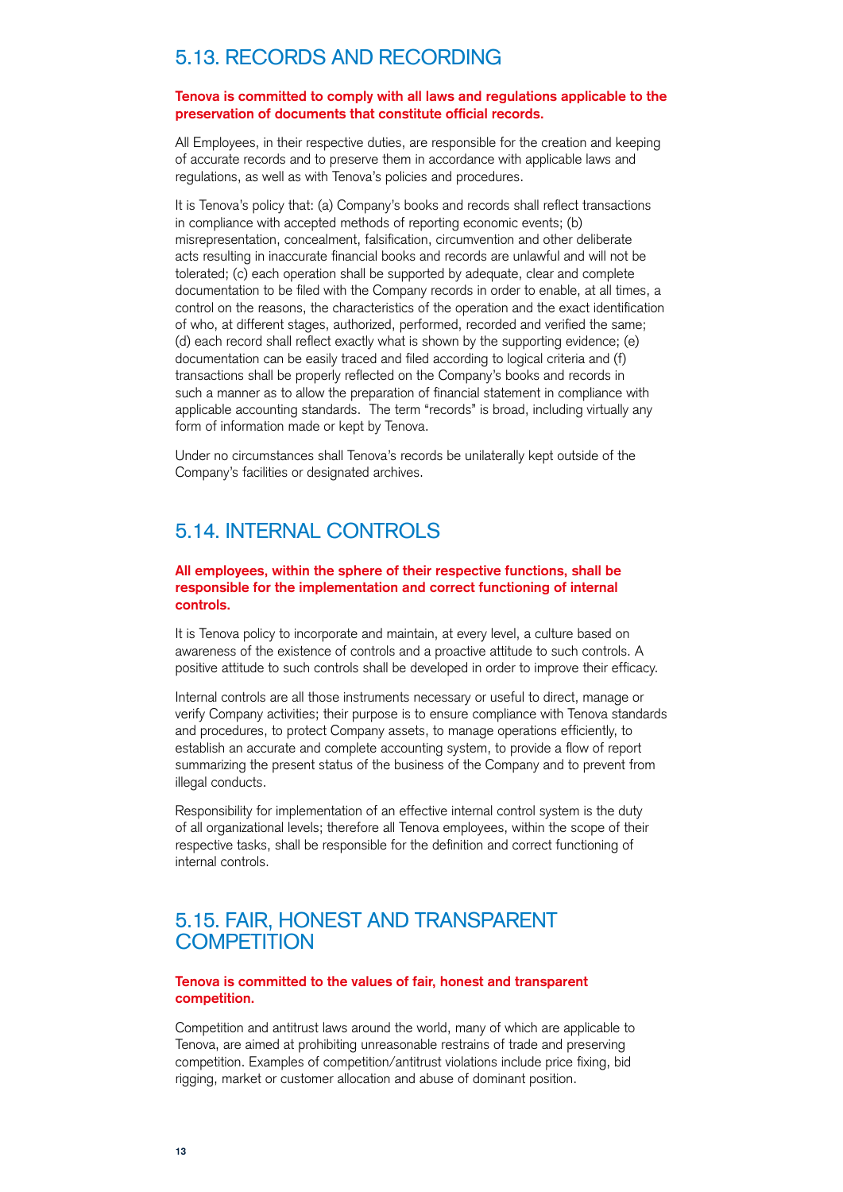## 5.13. RECORDS AND RECORDING

**Tenova is committed to comply with all laws and regulations applicable to the preservation of documents that constitute official records.**

All Employees, in their respective duties, are responsible for the creation and keeping of accurate records and to preserve them in accordance with applicable laws and regulations, as well as with Tenova's policies and procedures.

It is Tenova's policy that: (a) Company's books and records shall reflect transactions in compliance with accepted methods of reporting economic events; (b) misrepresentation, concealment, falsification, circumvention and other deliberate acts resulting in inaccurate financial books and records are unlawful and will not be tolerated; (c) each operation shall be supported by adequate, clear and complete documentation to be filed with the Company records in order to enable, at all times, a control on the reasons, the characteristics of the operation and the exact identification of who, at different stages, authorized, performed, recorded and verified the same; (d) each record shall reflect exactly what is shown by the supporting evidence; (e) documentation can be easily traced and filed according to logical criteria and (f) transactions shall be properly reflected on the Company's books and records in such a manner as to allow the preparation of financial statement in compliance with applicable accounting standards. The term "records" is broad, including virtually any form of information made or kept by Tenova.

Under no circumstances shall Tenova's records be unilaterally kept outside of the Company's facilities or designated archives.

## 5.14. INTERNAL CONTROLS

**All employees, within the sphere of their respective functions, shall be responsible for the implementation and correct functioning of internal controls.**

It is Tenova policy to incorporate and maintain, at every level, a culture based on awareness of the existence of controls and a proactive attitude to such controls. A positive attitude to such controls shall be developed in order to improve their efficacy.

Internal controls are all those instruments necessary or useful to direct, manage or verify Company activities; their purpose is to ensure compliance with Tenova standards and procedures, to protect Company assets, to manage operations efficiently, to establish an accurate and complete accounting system, to provide a flow of report summarizing the present status of the business of the Company and to prevent from illegal conducts.

Responsibility for implementation of an effective internal control system is the duty of all organizational levels; therefore all Tenova employees, within the scope of their respective tasks, shall be responsible for the definition and correct functioning of internal controls.

## 5.15. FAIR, HONEST AND TRANSPARENT COMPETITION

**Tenova is committed to the values of fair, honest and transparent competition.**

Competition and antitrust laws around the world, many of which are applicable to Tenova, are aimed at prohibiting unreasonable restrains of trade and preserving competition. Examples of competition/antitrust violations include price fixing, bid rigging, market or customer allocation and abuse of dominant position.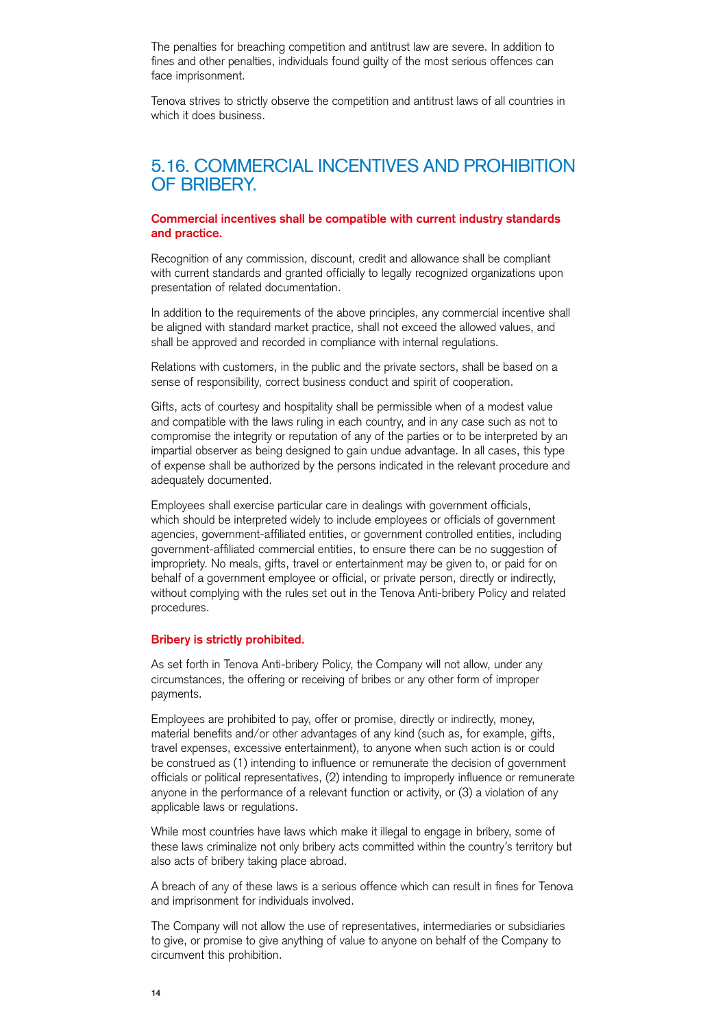The penalties for breaching competition and antitrust law are severe. In addition to fines and other penalties, individuals found guilty of the most serious offences can face imprisonment.

Tenova strives to strictly observe the competition and antitrust laws of all countries in which it does business.

## 5.16. COMMERCIAL INCENTIVES AND PROHIBITION OF BRIBERY.

**Commercial incentives shall be compatible with current industry standards and practice.**

Recognition of any commission, discount, credit and allowance shall be compliant with current standards and granted officially to legally recognized organizations upon presentation of related documentation.

In addition to the requirements of the above principles, any commercial incentive shall be aligned with standard market practice, shall not exceed the allowed values, and shall be approved and recorded in compliance with internal regulations.

Relations with customers, in the public and the private sectors, shall be based on a sense of responsibility, correct business conduct and spirit of cooperation.

Gifts, acts of courtesy and hospitality shall be permissible when of a modest value and compatible with the laws ruling in each country, and in any case such as not to compromise the integrity or reputation of any of the parties or to be interpreted by an impartial observer as being designed to gain undue advantage. In all cases, this type of expense shall be authorized by the persons indicated in the relevant procedure and adequately documented.

Employees shall exercise particular care in dealings with government officials, which should be interpreted widely to include employees or officials of government agencies, government-affiliated entities, or government controlled entities, including government-affiliated commercial entities, to ensure there can be no suggestion of impropriety. No meals, gifts, travel or entertainment may be given to, or paid for on behalf of a government employee or official, or private person, directly or indirectly, without complying with the rules set out in the Tenova Anti-bribery Policy and related procedures.

**Bribery is strictly prohibited.**

As set forth in Tenova Anti-bribery Policy, the Company will not allow, under any circumstances, the offering or receiving of bribes or any other form of improper payments.

Employees are prohibited to pay, offer or promise, directly or indirectly, money, material benefits and/or other advantages of any kind (such as, for example, gifts, travel expenses, excessive entertainment), to anyone when such action is or could be construed as (1) intending to influence or remunerate the decision of government officials or political representatives, (2) intending to improperly influence or remunerate anyone in the performance of a relevant function or activity, or (3) a violation of any applicable laws or regulations.

While most countries have laws which make it illegal to engage in bribery, some of these laws criminalize not only bribery acts committed within the country's territory but also acts of bribery taking place abroad.

A breach of any of these laws is a serious offence which can result in fines for Tenova and imprisonment for individuals involved.

The Company will not allow the use of representatives, intermediaries or subsidiaries to give, or promise to give anything of value to anyone on behalf of the Company to circumvent this prohibition.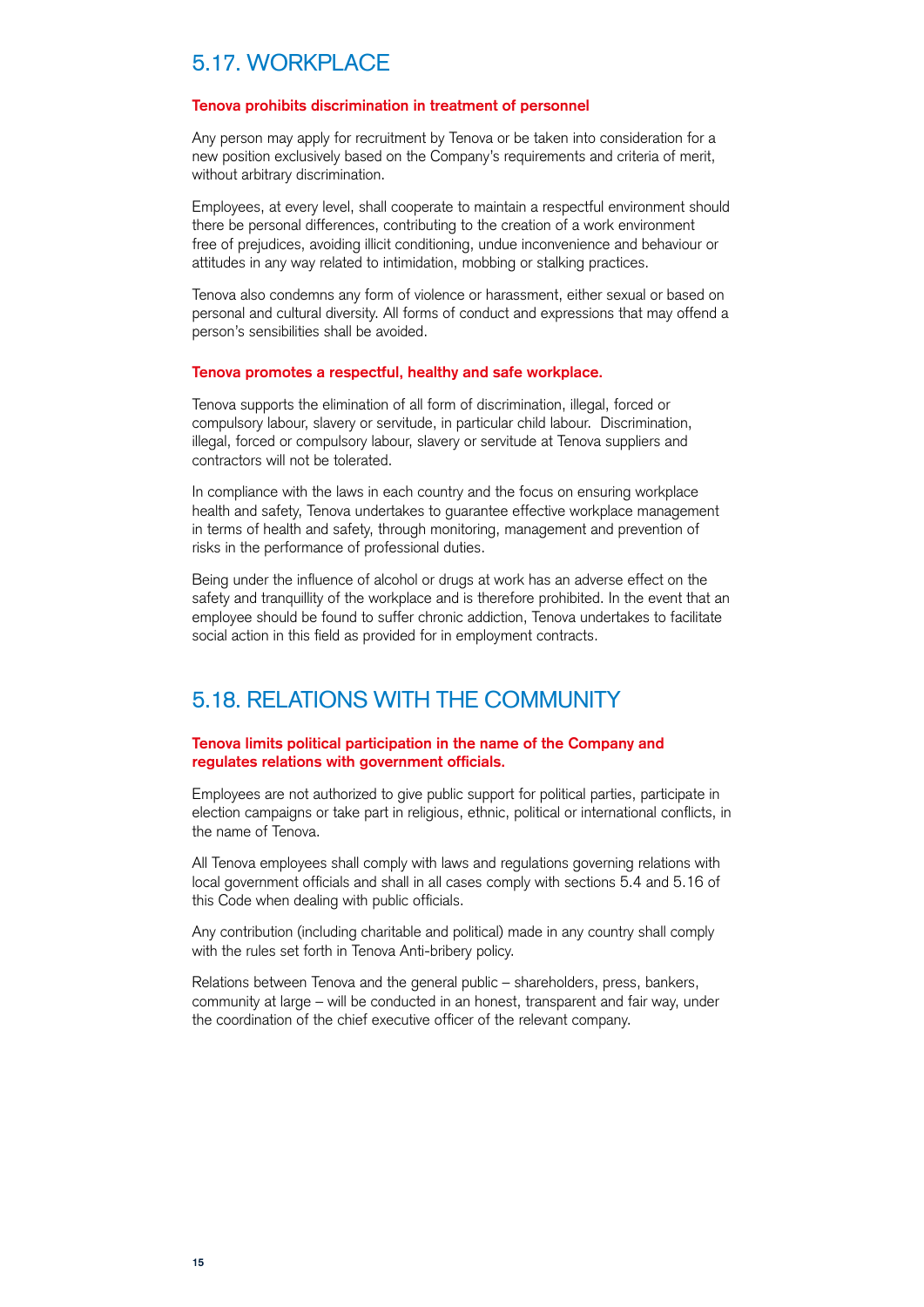## 5.17. WORKPLACE

**Tenova prohibits discrimination in treatment of personnel**

Any person may apply for recruitment by Tenova or be taken into consideration for a new position exclusively based on the Company's requirements and criteria of merit, without arbitrary discrimination.

Employees, at every level, shall cooperate to maintain a respectful environment should there be personal differences, contributing to the creation of a work environment free of prejudices, avoiding illicit conditioning, undue inconvenience and behaviour or attitudes in any way related to intimidation, mobbing or stalking practices.

Tenova also condemns any form of violence or harassment, either sexual or based on personal and cultural diversity. All forms of conduct and expressions that may offend a person's sensibilities shall be avoided.

**Tenova promotes a respectful, healthy and safe workplace.**

Tenova supports the elimination of all form of discrimination, illegal, forced or compulsory labour, slavery or servitude, in particular child labour. Discrimination, illegal, forced or compulsory labour, slavery or servitude at Tenova suppliers and contractors will not be tolerated.

In compliance with the laws in each country and the focus on ensuring workplace health and safety, Tenova undertakes to guarantee effective workplace management in terms of health and safety, through monitoring, management and prevention of risks in the performance of professional duties.

Being under the influence of alcohol or drugs at work has an adverse effect on the safety and tranquillity of the workplace and is therefore prohibited. In the event that an employee should be found to suffer chronic addiction, Tenova undertakes to facilitate social action in this field as provided for in employment contracts.

## 5.18. RELATIONS WITH THE COMMUNITY

**Tenova limits political participation in the name of the Company and regulates relations with government officials.**

Employees are not authorized to give public support for political parties, participate in election campaigns or take part in religious, ethnic, political or international conflicts, in the name of Tenova.

All Tenova employees shall comply with laws and regulations governing relations with local government officials and shall in all cases comply with sections 5.4 and 5.16 of this Code when dealing with public officials.

Any contribution (including charitable and political) made in any country shall comply with the rules set forth in Tenova Anti-bribery policy.

Relations between Tenova and the general public – shareholders, press, bankers, community at large – will be conducted in an honest, transparent and fair way, under the coordination of the chief executive officer of the relevant company.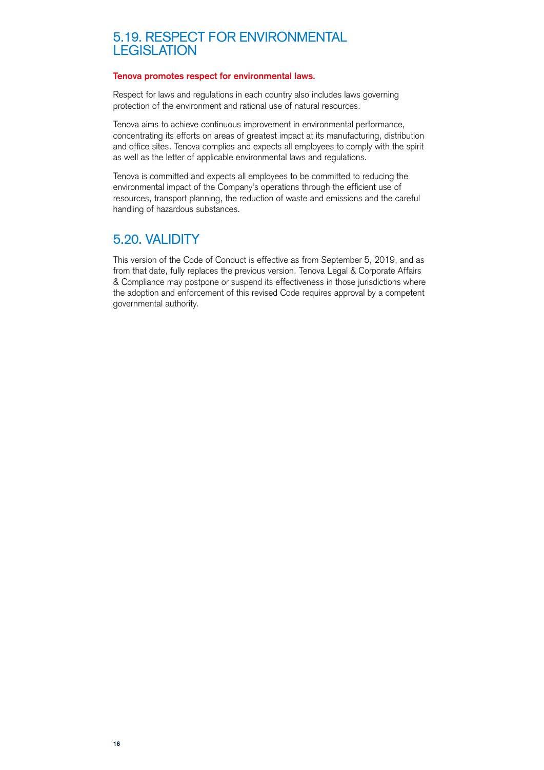## 5.19. RESPECT FOR ENVIRONMENTAL LEGISLATION

**Tenova promotes respect for environmental laws.**

Respect for laws and regulations in each country also includes laws governing protection of the environment and rational use of natural resources.

Tenova aims to achieve continuous improvement in environmental performance, concentrating its efforts on areas of greatest impact at its manufacturing, distribution and office sites. Tenova complies and expects all employees to comply with the spirit as well as the letter of applicable environmental laws and regulations.

Tenova is committed and expects all employees to be committed to reducing the environmental impact of the Company's operations through the efficient use of resources, transport planning, the reduction of waste and emissions and the careful handling of hazardous substances.

## 5.20. VALIDITY

This version of the Code of Conduct is effective as from September 5, 2019, and as from that date, fully replaces the previous version. Tenova Legal & Corporate Affairs & Compliance may postpone or suspend its effectiveness in those jurisdictions where the adoption and enforcement of this revised Code requires approval by a competent governmental authority.